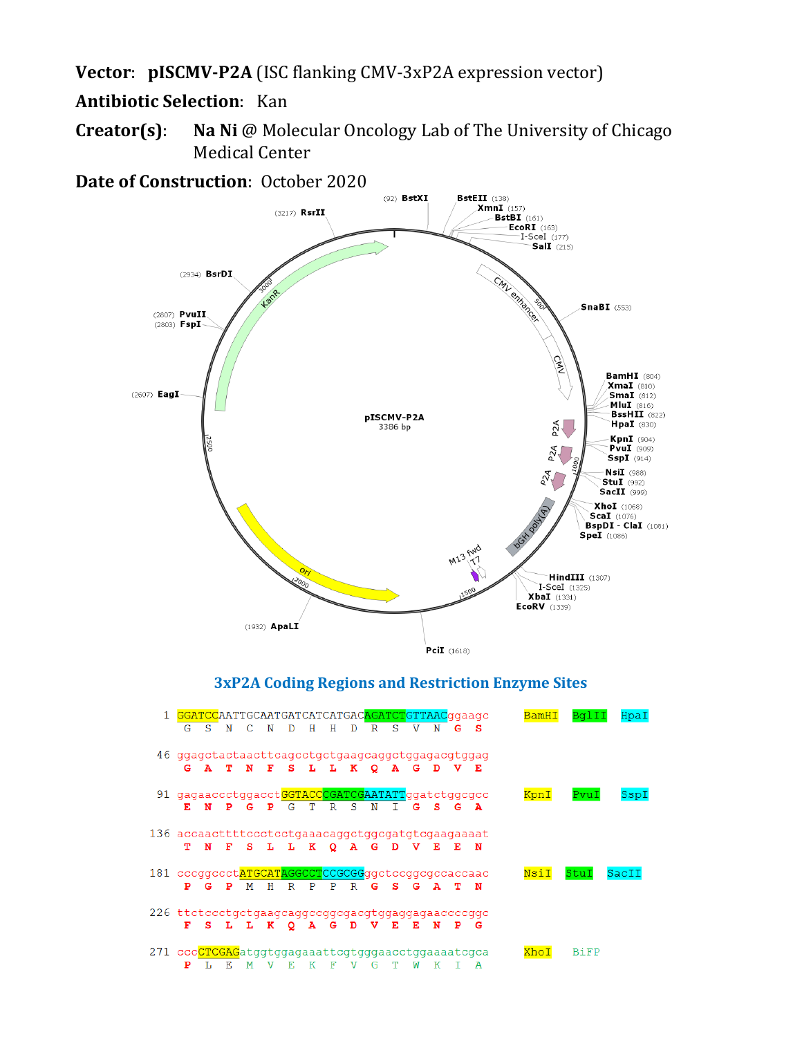**Vector**: **pISCMV-P2A** (ISC flanking CMV-3xP2A expression vector)

**Antibiotic Selection**: Kan

**Creator(s)**: **Na Ni** @ Molecular Oncology Lab of The University of Chicago Medical Center

**Date of Construction**: October 2020

pISCMV-P2A
3386 bp

(92) BstXI, BstEII (138), XmnI (157), BstBI (161), EcoRI (163), I-SceI (177), SalI (215), SnaBI (553), BamHI (804), XmaI (810), SmaI (812), MluI (816), BssHII (822), HpaI (830), KpnI (904), PvuI (909), SspI (914), NsiI (988), StuI (992), SacII (999), XhoI (1068), ScaI (1076), BspDI - ClaI (1081), SpeI (1086), HindIII (1307), I-SceI (1325), XbaI (1331), EcoRV (1339), PciI (1618), (1932) ApaLI, (2607) EagI, (2803) FspI, (2807) PvuII, (2934) BsrDI, (3217) RsrII

CMV enhancer, CMV, P2A, P2A, P2A, bGH poly(A), T7, M13 fwd, ori, KanR

## 3xP2A Coding Regions and Restriction Enzyme Sites

```
  1 GGATCCAATTGCAATGATCATCATGACAGATCTGTTAACggaagc      BamHI  BglII  HpaI
     G  S  N  C  N  D  H  H  D  R  S  V  N  G  S

 46 ggagctactaacttcagcctgctgaagcaggctggagacgtggag
     G  A  T  N  F  S  L  L  K  Q  A  G  D  V  E

 91 gagaaccctggacctGGTACCCGATCGAATATTggatctggcgcc      KpnI   PvuI   SspI
     E  N  P  G  P  G  T  R  S  N  I  G  S  G  A

136 accaacttttccctcctgaaacaggctggcgatgtcgaagaaaat
     T  N  F  S  L  L  K  Q  A  G  D  V  E  E  N

181 cccggccctATGCATAGGCCTCCGCGGggctccggcgccaccaac      NsiI   StuI   SacII
     P  G  P  M  H  R  P  P  R  G  S  G  A  T  N

226 ttctccctgctgaagcaggccggcgacgtggaggagaaccccggc
     F  S  L  L  K  Q  A  G  D  V  E  E  N  P  G

271 cccCTCGAGatggtggagaaattcgtgggaacctggaaaatcgca      XhoI   BiFP
     P  L  E  M  V  E  K  F  V  G  T  W  K  I  A
```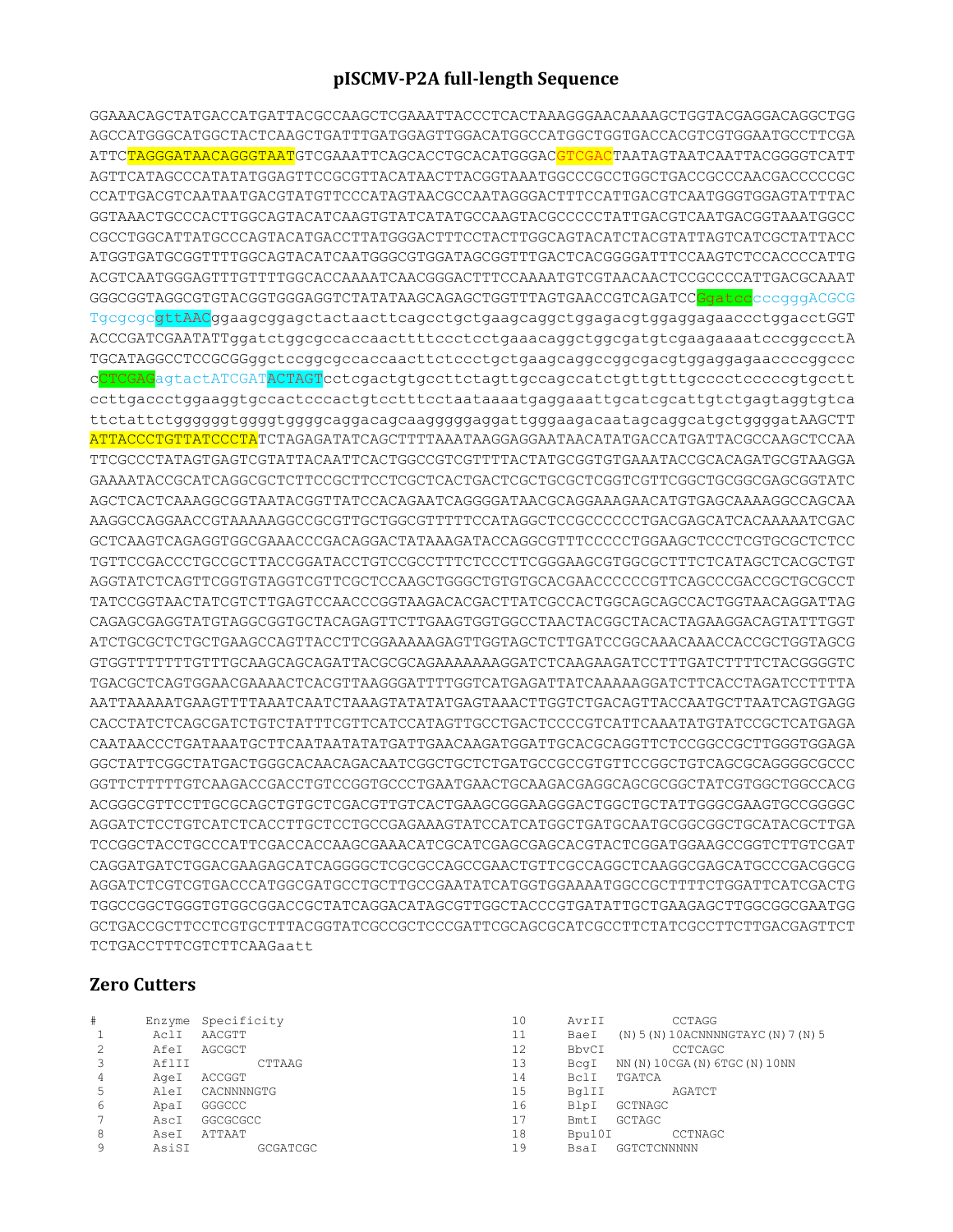## pISCMV-P2A full-length Sequence

```
GGAAACAGCTATGACCATGATTACGCCAAGCTCGAAATTACCCTCACTAAAGGGAACAAAAGCTGGTACGAGGACAGGCTGG
AGCCATGGGCATGGCTACTCAAGCTGATTTGATGGAGTTGGACATGGCCATGGCTGGTGACCACGTCGTGGAATGCCTTCGA
ATTCTAGGGATAACAGGGTAATGTCGAAATTCAGCACCTGCACATGGACGTCGACTAATAGTAATCAATTACGGGGTCATT
AGTTCATAGCCCATATATGGAGTTCCGCGTTACATAACTTACGGTAAATGGCCCGCCTGGCTGACCGCCCAACGACCCCCGC
CCATTGACGTCAATAATGACGTATGTTCCCATAGTAACGCCAATAGGGACTTTCCATTGACGTCAATGGGTGGAGTATTTAC
GGTAAACTGCCCACTTGGCAGTACATCAAGTGTATCATATGCCAAGTACGCCCCCTATTGACGTCAATGACGGTAAATGGCC
CGCCTGGCATTATGCCCAGTACATGACCTTATGGGACTTTCCTACTTGGCAGTACATCTACGTATTAGTCATCGCTATTACC
ATGGTGATGCGGTTTTGGCAGTACATCAATGGGCGTGGATAGCGGTTTGACTCACGGGGATTTCCAAGTCTCCACCCCATTG
ACGTCAATGGGAGTTTGTTTTGGCACCAAAATCAACGGGACTTTCCAAAATGTCGTAACAACTCCGCCCCATTGACGCAAAT
GGGCGGTAGGCGTGTACGGTGGGAGGTCTATATAAGCAGAGCTGGTTTAGTGAACCGTCAGATCCGgatcccccgggACGCG
TgcgcgcgttAACggaagcggagctactaacttcagcctgctgaagcaggctggagacgtggaggagaaccctggacctGGT
ACCCGATCGAATATTggatctggcgccaccaacttttccctcctgaaacaggctggcgatgtcgaagaaaatcccggccctA
TGCATAGGCCTCCGCGGggctccggcgccaccaacttctccctgctgaagcaggccggcgacgtggaggagaaccccggccc
cCTCGAGagtactATCGATACTAGTcctcgactgtgccttctagttgccagccatctgttgtttgcccctcccccgtgcctt
ccttgaccctggaaggtgccactcccactgtcctttcctaataaaatgaggaaattgcatcgcattgtctgagtaggtgtca
ttctattctggggggtggggtggggcaggacagcaagggggaggattgggaagacaatagcaggcatgctggggatAAGCTT
ATTACCCTGTTATCCCTATCTAGAGATATCAGCTTTTAAATAAGGAGGAATAACATATGACCATGATTACGCCAAGCTCCAA
TTCGCCCTATAGTGAGTCGTATTACAATTCACTGGCCGTCGTTTTACTATGCGGTGTGAAATACCGCACAGATGCGTAAGGA
GAAAATACCGCATCAGGCGCTCTTCCGCTTCCTCGCTCACTGACTCGCTGCGCTCGGTCGTTCGGCTGCGGCGAGCGGTATC
AGCTCACTCAAAGGCGGTAATACGGTTATCCACAGAATCAGGGGATAACGCAGGAAAGAACATGTGAGCAAAAGGCCAGCAA
AAGGCCAGGAACCGTAAAAAGGCCGCGTTGCTGGCGTTTTTCCATAGGCTCCGCCCCCCTGACGAGCATCACAAAAATCGAC
GCTCAAGTCAGAGGTGGCGAAACCCGACAGGACTATAAAGATACCAGGCGTTTCCCCCTGGAAGCTCCCTCGTGCGCTCTCC
TGTTCCGACCCTGCCGCTTACCGGATACCTGTCCGCCTTTCTCCCTTCGGGAAGCGTGGCGCTTTCTCATAGCTCACGCTGT
AGGTATCTCAGTTCGGTGTAGGTCGTTCGCTCCAAGCTGGGCTGTGTGCACGAACCCCCCGTTCAGCCCGACCGCTGCGCCT
TATCCGGTAACTATCGTCTTGAGTCCAACCCGGTAAGACACGACTTATCGCCACTGGCAGCAGCCACTGGTAACAGGATTAG
CAGAGCGAGGTATGTAGGCGGTGCTACAGAGTTCTTGAAGTGGTGGCCTAACTACGGCTACACTAGAAGGACAGTATTTGGT
ATCTGCGCTCTGCTGAAGCCAGTTACCTTCGGAAAAAGAGTTGGTAGCTCTTGATCCGGCAAACAAACCACCGCTGGTAGCG
GTGGTTTTTTTGTTTGCAAGCAGCAGATTACGCGCAGAAAAAAAGGATCTCAAGAAGATCCTTTGATCTTTTCTACGGGGTC
TGACGCTCAGTGGAACGAAAACTCACGTTAAGGGATTTTGGTCATGAGATTATCAAAAAGGATCTTCACCTAGATCCTTTTA
AATTAAAAATGAAGTTTTAAATCAATCTAAAGTATATATGAGTAAACTTGGTCTGACAGTTACCAATGCTTAATCAGTGAGG
CACCTATCTCAGCGATCTGTCTATTTCGTTCATCCATAGTTGCCTGACTCCCCGTCATTCAAATATGTATCCGCTCATGAGA
CAATAACCCTGATAAATGCTTCAATAATATATTGAACAAGATGGATTGCACGCAGGTTCTCCGGCCGCTTGGGTGGAGA
GGCTATTCGGCTATGACTGGGCACAACAGACAATCGGCTGCTCTGATGCCGCCGTGTTCCGGCTGTCAGCGCAGGGGCGCCC
GGTTCTTTTTGTCAAGACCGACCTGTCCGGTGCCCTGAATGAACTGCAAGACGAGGCAGCGCGGCTATCGTGGCTGGCCACG
ACGGGCGTTCCTTGCGCAGCTGTGCTCGACGTTGTCACTGAAGCGGGAAGGGACTGGCTGCTATTGGGCGAAGTGCCGGGGC
AGGATCTCCTGTCATCTCACCTTGCTCCTGCCGAGAAAGTATCCATCATGGCTGATGCAATGCGGCGGCTGCATACGCTTGA
TCCGGCTACCTGCCCATTCGACCACCAAGCGAAACATCGCATCGAGCGAGCACGTACTCGGATGGAAGCCGGTCTTGTCGAT
CAGGATGATCTGGACGAAGAGCATCAGGGGCTCGCGCCAGCCGAACTGTTCGCCAGGCTCAAGGCGAGCATGCCCGACGGCG
AGGATCTCGTCGTGACCCATGGCGATGCCTGCTTGCCGAATATCATGGTGGAAAATGGCCGCTTTTCTGGATTCATCGACTG
TGGCCGGCTGGGTGTGGCGGACCGCTATCAGGACATAGCGTTGGCTACCCGTGATATTGCTGAAGAGCTTGGCGGCGAATGG
GCTGACCGCTTCCTCGTGCTTTACGGTATCGCCGCTCCCGATTCGCAGCGCATCGCCTTCTATCGCCTTCTTGACGAGTTCT
TCTGACCTTTCGTCTTCAAGaatt
```

## Zero Cutters

| # | Enzyme | Specificity |
|---|---|---|
| 1 | AclI | AACGTT |
| 2 | AfeI | AGCGCT |
| 3 | AflII | CTTAAG |
| 4 | AgeI | ACCGGT |
| 5 | AleI | CACNNNNGTG |
| 6 | ApaI | GGGCCC |
| 7 | AscI | GGCGCGCC |
| 8 | AseI | ATTAAT |
| 9 | AsiSI | GCGATCGC |
| 10 | AvrII | CCTAGG |
| 11 | BaeI | (N)5(N)10ACNNNNGTAYC(N)7(N)5 |
| 12 | BbvCI | CCTCAGC |
| 13 | BcgI | NN(N)10CGA(N)6TGC(N)10NN |
| 14 | BclI | TGATCA |
| 15 | BglII | AGATCT |
| 16 | BlpI | GCTNAGC |
| 17 | BmtI | GCTAGC |
| 18 | Bpu10I | CCTNAGC |
| 19 | BsaI | GGTCTCNNNNN |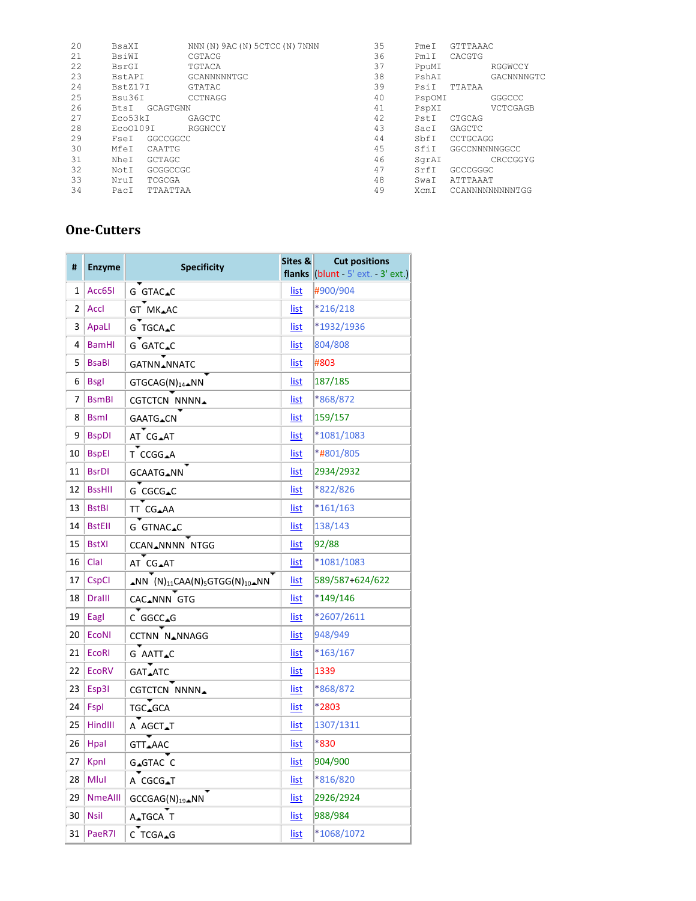```
20      BsaXI         NNN(N)9AC(N)5CTCC(N)7NNN          35      PmeI   GTTTAAAC
21      BsiWI         CGTACG                            36      PmlI   CACGTG
22      BsrGI         TGTACA                            37      PpuMI         RGGWCCY
23      BstAPI        GCANNNNNTGC                       38      PshAI         GACNNNNGTC
24      BstZ17I       GTATAC                            39      PsiI   TTATAA
25      Bsu36I        CCTNAGG                           40      PspOMI        GGGCCC
26      BtsI   GCAGTGNN                                 41      PspXI         VCTCGAGB
27      Eco53kI       GAGCTC                            42      PstI   CTGCAG
28      EcoO109I      RGGNCCY                           43      SacI   GAGCTC
29      FseI   GGCCGGCC                                 44      SbfI   CCTGCAGG
30      MfeI   CAATTG                                   45      SfiI   GGCCNNNNNGGCC
31      NheI   GCTAGC                                   46      SgrAI         CRCCGGYG
32      NotI   GCGGCCGC                                 47      SrfI   GCCCGGGC
33      NruI   TCGCGA                                   48      SwaI   ATTTAAAT
34      PacI   TTAATTAA                                 49      XcmI   CCANNNNNNNNNTGG
```

## One-Cutters

| # | Enzyme | Specificity | Sites & flanks | Cut positions (blunt - 5' ext. - 3' ext.) |
|---|---|---|---|---|
| 1 | Acc65I | G GTAC C | list | #900/904 |
| 2 | AccI | GT MK AC | list | *216/218 |
| 3 | ApaLI | G TGCA C | list | *1932/1936 |
| 4 | BamHI | G GATC C | list | 804/808 |
| 5 | BsaBI | GATNN NNATC | list | #803 |
| 6 | BsgI | GTGCAG(N)$_{14}$NN | list | 187/185 |
| 7 | BsmBI | CGTCTCN NNNN | list | *868/872 |
| 8 | BsmI | GAATG CN | list | 159/157 |
| 9 | BspDI | AT CG AT | list | *1081/1083 |
| 10 | BspEI | T CCGG A | list | *#801/805 |
| 11 | BsrDI | GCAATG NN | list | 2934/2932 |
| 12 | BssHII | G CGCG C | list | *822/826 |
| 13 | BstBI | TT CG AA | list | *161/163 |
| 14 | BstEII | G GTNAC C | list | 138/143 |
| 15 | BstXI | CCAN NNNN NTGG | list | 92/88 |
| 16 | ClaI | AT CG AT | list | *1081/1083 |
| 17 | CspCI | NN (N)$_{11}$CAA(N)$_{5}$GTGG(N)$_{10}$NN | list | 589/587+624/622 |
| 18 | DraIII | CAC NNN GTG | list | *149/146 |
| 19 | EagI | C GGCC G | list | *2607/2611 |
| 20 | EcoNI | CCTNN N NNAGG | list | 948/949 |
| 21 | EcoRI | G AATT C | list | *163/167 |
| 22 | EcoRV | GAT ATC | list | 1339 |
| 23 | Esp3I | CGTCTCN NNNN | list | *868/872 |
| 24 | FspI | TGC GCA | list | *2803 |
| 25 | HindIII | A AGCT T | list | 1307/1311 |
| 26 | HpaI | GTT AAC | list | *830 |
| 27 | KpnI | G GTAC C | list | 904/900 |
| 28 | MluI | A CGCG T | list | *816/820 |
| 29 | NmeAIII | GCCGAG(N)$_{19}$NN | list | 2926/2924 |
| 30 | NsiI | A TGCA T | list | 988/984 |
| 31 | PaeR7I | C TCGA G | list | *1068/1072 |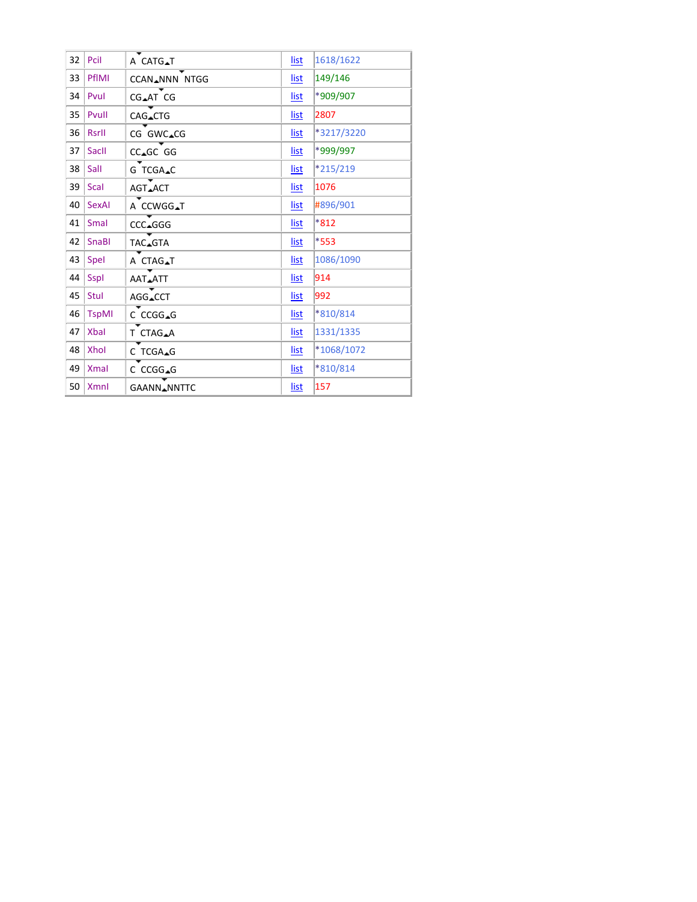| | | | | |
|---|---|---|---|---|
| 32 | PciI | A CATG T | list | 1618/1622 |
| 33 | PflMI | CCAN NNN NTGG | list | 149/146 |
| 34 | PvuI | CG AT CG | list | *909/907 |
| 35 | PvuII | CAG CTG | list | 2807 |
| 36 | RsrII | CG GWC CG | list | *3217/3220 |
| 37 | SacII | CC GC GG | list | *999/997 |
| 38 | SalI | G TCGA C | list | *215/219 |
| 39 | ScaI | AGT ACT | list | 1076 |
| 40 | SexAI | A CCWGG T | list | #896/901 |
| 41 | SmaI | CCC GGG | list | *812 |
| 42 | SnaBI | TAC GTA | list | *553 |
| 43 | SpeI | A CTAG T | list | 1086/1090 |
| 44 | SspI | AAT ATT | list | 914 |
| 45 | StuI | AGG CCT | list | 992 |
| 46 | TspMI | C CCGG G | list | *810/814 |
| 47 | XbaI | T CTAG A | list | 1331/1335 |
| 48 | XhoI | C TCGA G | list | *1068/1072 |
| 49 | XmaI | C CCGG G | list | *810/814 |
| 50 | XmnI | GAANN NNTTC | list | 157 |